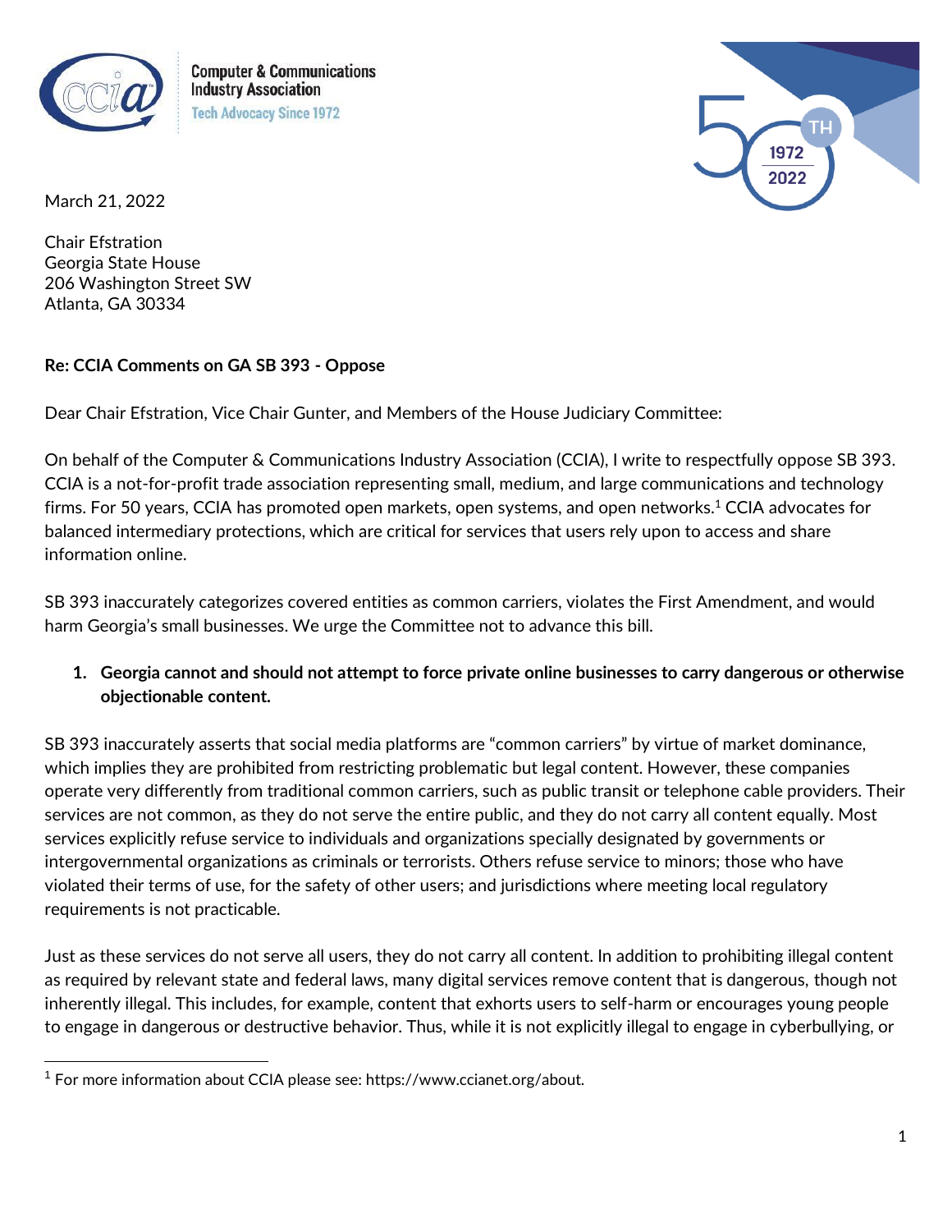Computer & Communications Industry Association
Tech Advocacy Since 1972

March 21, 2022

Chair Efstration
Georgia State House
206 Washington Street SW
Atlanta, GA 30334

**Re: CCIA Comments on GA SB 393 - Oppose**

Dear Chair Efstration, Vice Chair Gunter, and Members of the House Judiciary Committee:

On behalf of the Computer & Communications Industry Association (CCIA), I write to respectfully oppose SB 393. CCIA is a not-for-profit trade association representing small, medium, and large communications and technology firms. For 50 years, CCIA has promoted open markets, open systems, and open networks.[1] CCIA advocates for balanced intermediary protections, which are critical for services that users rely upon to access and share information online.

SB 393 inaccurately categorizes covered entities as common carriers, violates the First Amendment, and would harm Georgia's small businesses. We urge the Committee not to advance this bill.

1. **Georgia cannot and should not attempt to force private online businesses to carry dangerous or otherwise objectionable content.**

SB 393 inaccurately asserts that social media platforms are "common carriers" by virtue of market dominance, which implies they are prohibited from restricting problematic but legal content. However, these companies operate very differently from traditional common carriers, such as public transit or telephone cable providers. Their services are not common, as they do not serve the entire public, and they do not carry all content equally. Most services explicitly refuse service to individuals and organizations specially designated by governments or intergovernmental organizations as criminals or terrorists. Others refuse service to minors; those who have violated their terms of use, for the safety of other users; and jurisdictions where meeting local regulatory requirements is not practicable.

Just as these services do not serve all users, they do not carry all content. In addition to prohibiting illegal content as required by relevant state and federal laws, many digital services remove content that is dangerous, though not inherently illegal. This includes, for example, content that exhorts users to self-harm or encourages young people to engage in dangerous or destructive behavior. Thus, while it is not explicitly illegal to engage in cyberbullying, or

[1] For more information about CCIA please see: https://www.ccianet.org/about.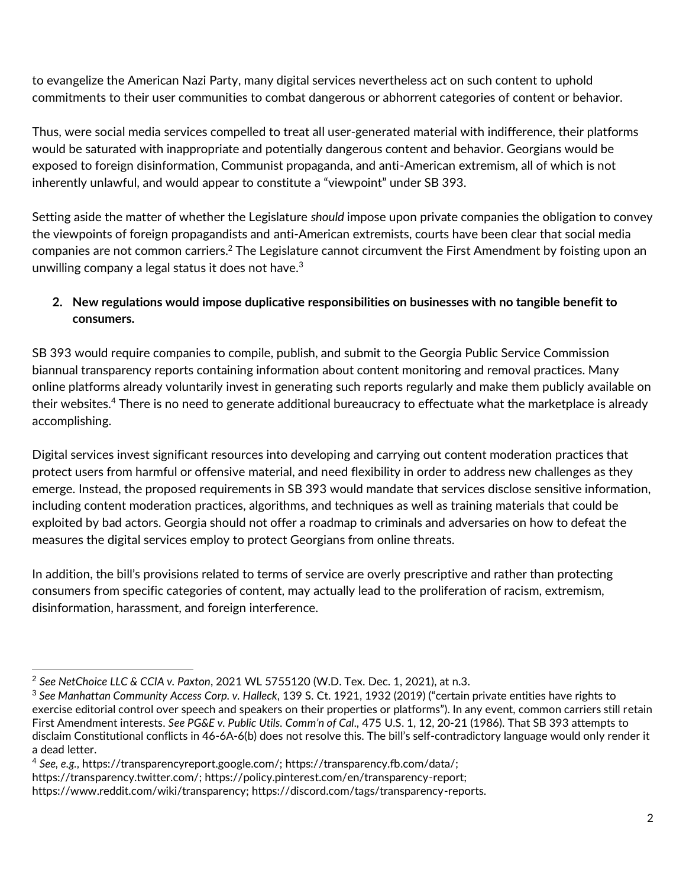to evangelize the American Nazi Party, many digital services nevertheless act on such content to uphold commitments to their user communities to combat dangerous or abhorrent categories of content or behavior.

Thus, were social media services compelled to treat all user-generated material with indifference, their platforms would be saturated with inappropriate and potentially dangerous content and behavior. Georgians would be exposed to foreign disinformation, Communist propaganda, and anti-American extremism, all of which is not inherently unlawful, and would appear to constitute a "viewpoint" under SB 393.

Setting aside the matter of whether the Legislature *should* impose upon private companies the obligation to convey the viewpoints of foreign propagandists and anti-American extremists, courts have been clear that social media companies are not common carriers.[2] The Legislature cannot circumvent the First Amendment by foisting upon an unwilling company a legal status it does not have.[3]

2. **New regulations would impose duplicative responsibilities on businesses with no tangible benefit to consumers.**

SB 393 would require companies to compile, publish, and submit to the Georgia Public Service Commission biannual transparency reports containing information about content monitoring and removal practices. Many online platforms already voluntarily invest in generating such reports regularly and make them publicly available on their websites.[4] There is no need to generate additional bureaucracy to effectuate what the marketplace is already accomplishing.

Digital services invest significant resources into developing and carrying out content moderation practices that protect users from harmful or offensive material, and need flexibility in order to address new challenges as they emerge. Instead, the proposed requirements in SB 393 would mandate that services disclose sensitive information, including content moderation practices, algorithms, and techniques as well as training materials that could be exploited by bad actors. Georgia should not offer a roadmap to criminals and adversaries on how to defeat the measures the digital services employ to protect Georgians from online threats.

In addition, the bill's provisions related to terms of service are overly prescriptive and rather than protecting consumers from specific categories of content, may actually lead to the proliferation of racism, extremism, disinformation, harassment, and foreign interference.

---

[2] *See NetChoice LLC & CCIA v. Paxton*, 2021 WL 5755120 (W.D. Tex. Dec. 1, 2021), at n.3.

[3] *See Manhattan Community Access Corp. v. Halleck*, 139 S. Ct. 1921, 1932 (2019) ("certain private entities have rights to exercise editorial control over speech and speakers on their properties or platforms"). In any event, common carriers still retain First Amendment interests. *See PG&E v. Public Utils. Comm'n of Cal.*, 475 U.S. 1, 12, 20-21 (1986). That SB 393 attempts to disclaim Constitutional conflicts in 46-6A-6(b) does not resolve this. The bill's self-contradictory language would only render it a dead letter.

[4] *See, e.g.*, https://transparencyreport.google.com/; https://transparency.fb.com/data/; https://transparency.twitter.com/; https://policy.pinterest.com/en/transparency-report; https://www.reddit.com/wiki/transparency; https://discord.com/tags/transparency-reports.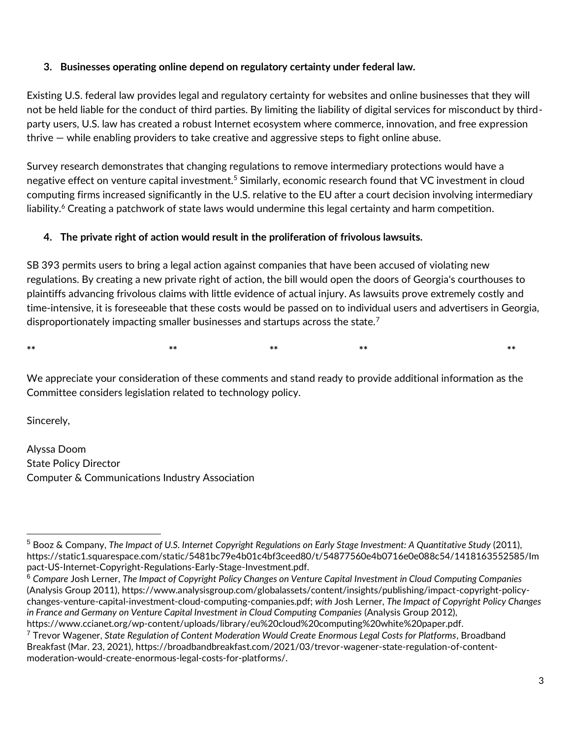**3. Businesses operating online depend on regulatory certainty under federal law.**

Existing U.S. federal law provides legal and regulatory certainty for websites and online businesses that they will not be held liable for the conduct of third parties. By limiting the liability of digital services for misconduct by third-party users, U.S. law has created a robust Internet ecosystem where commerce, innovation, and free expression thrive — while enabling providers to take creative and aggressive steps to fight online abuse.

Survey research demonstrates that changing regulations to remove intermediary protections would have a negative effect on venture capital investment.[5] Similarly, economic research found that VC investment in cloud computing firms increased significantly in the U.S. relative to the EU after a court decision involving intermediary liability.[6] Creating a patchwork of state laws would undermine this legal certainty and harm competition.

**4. The private right of action would result in the proliferation of frivolous lawsuits.**

SB 393 permits users to bring a legal action against companies that have been accused of violating new regulations. By creating a new private right of action, the bill would open the doors of Georgia's courthouses to plaintiffs advancing frivolous claims with little evidence of actual injury. As lawsuits prove extremely costly and time-intensive, it is foreseeable that these costs would be passed on to individual users and advertisers in Georgia, disproportionately impacting smaller businesses and startups across the state.[7]

** ** ** ** **

We appreciate your consideration of these comments and stand ready to provide additional information as the Committee considers legislation related to technology policy.

Sincerely,

Alyssa Doom
State Policy Director
Computer & Communications Industry Association

---

[5] Booz & Company, *The Impact of U.S. Internet Copyright Regulations on Early Stage Investment: A Quantitative Study* (2011), https://static1.squarespace.com/static/5481bc79e4b01c4bf3ceed80/t/54877560e4b0716e0e088c54/1418163552585/Impact-US-Internet-Copyright-Regulations-Early-Stage-Investment.pdf.

[6] *Compare* Josh Lerner, *The Impact of Copyright Policy Changes on Venture Capital Investment in Cloud Computing Companies* (Analysis Group 2011), https://www.analysisgroup.com/globalassets/content/insights/publishing/impact-copyright-policy-changes-venture-capital-investment-cloud-computing-companies.pdf; *with* Josh Lerner, *The Impact of Copyright Policy Changes in France and Germany on Venture Capital Investment in Cloud Computing Companies* (Analysis Group 2012), https://www.ccianet.org/wp-content/uploads/library/eu%20cloud%20computing%20white%20paper.pdf.

[7] Trevor Wagener, *State Regulation of Content Moderation Would Create Enormous Legal Costs for Platforms*, Broadband Breakfast (Mar. 23, 2021), https://broadbandbreakfast.com/2021/03/trevor-wagener-state-regulation-of-content-moderation-would-create-enormous-legal-costs-for-platforms/.